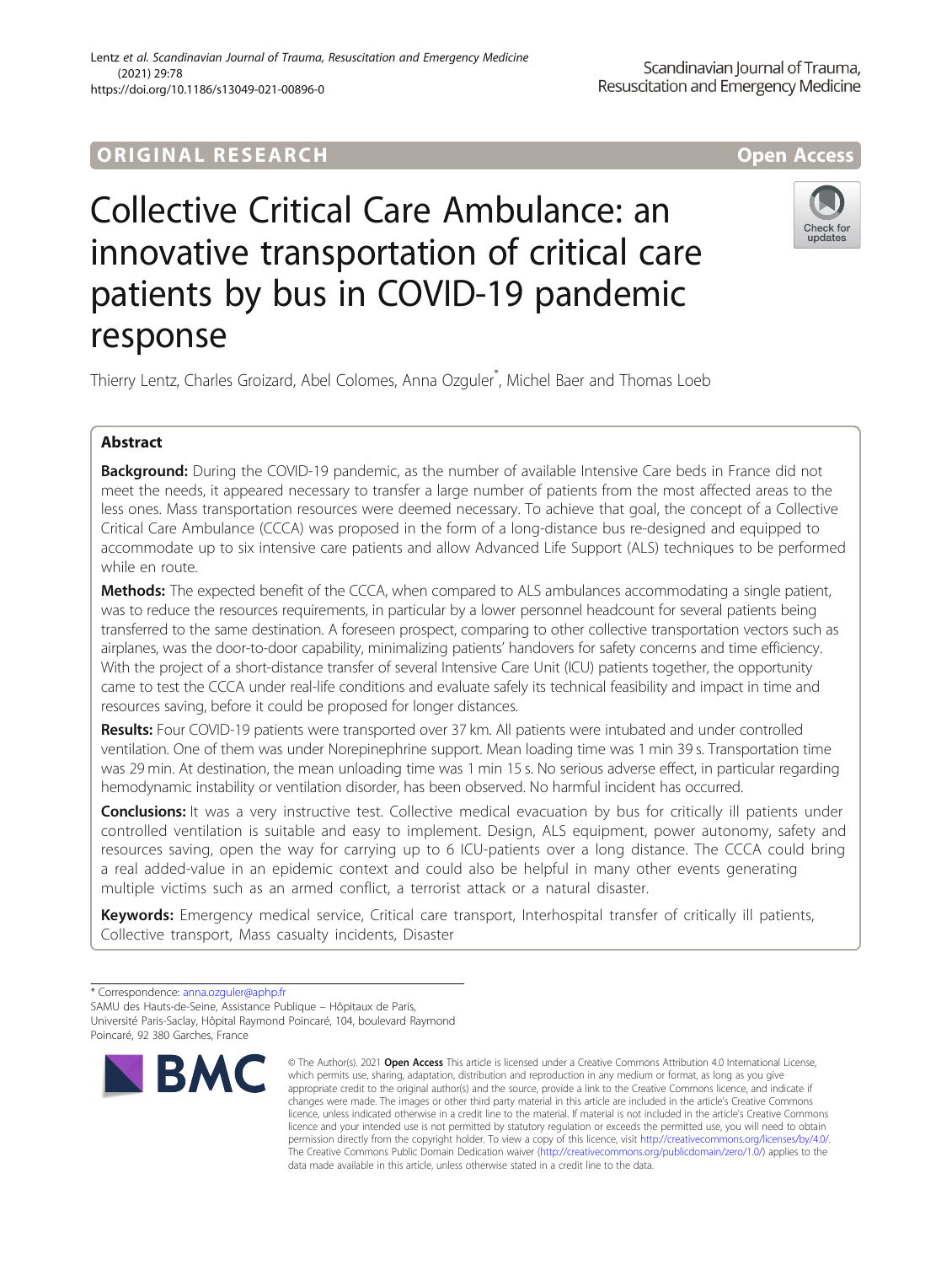ORIGINAL RESEARCH

Open Access

# Collective Critical Care Ambulance: an innovative transportation of critical care patients by bus in COVID-19 pandemic response

Thierry Lentz, Charles Groizard, Abel Colomes, Anna Ozguler*, Michel Baer and Thomas Loeb

## Abstract

**Background:** During the COVID-19 pandemic, as the number of available Intensive Care beds in France did not meet the needs, it appeared necessary to transfer a large number of patients from the most affected areas to the less ones. Mass transportation resources were deemed necessary. To achieve that goal, the concept of a Collective Critical Care Ambulance (CCCA) was proposed in the form of a long-distance bus re-designed and equipped to accommodate up to six intensive care patients and allow Advanced Life Support (ALS) techniques to be performed while en route.

**Methods:** The expected benefit of the CCCA, when compared to ALS ambulances accommodating a single patient, was to reduce the resources requirements, in particular by a lower personnel headcount for several patients being transferred to the same destination. A foreseen prospect, comparing to other collective transportation vectors such as airplanes, was the door-to-door capability, minimalizing patients' handovers for safety concerns and time efficiency. With the project of a short-distance transfer of several Intensive Care Unit (ICU) patients together, the opportunity came to test the CCCA under real-life conditions and evaluate safely its technical feasibility and impact in time and resources saving, before it could be proposed for longer distances.

**Results:** Four COVID-19 patients were transported over 37 km. All patients were intubated and under controlled ventilation. One of them was under Norepinephrine support. Mean loading time was 1 min 39 s. Transportation time was 29 min. At destination, the mean unloading time was 1 min 15 s. No serious adverse effect, in particular regarding hemodynamic instability or ventilation disorder, has been observed. No harmful incident has occurred.

**Conclusions:** It was a very instructive test. Collective medical evacuation by bus for critically ill patients under controlled ventilation is suitable and easy to implement. Design, ALS equipment, power autonomy, safety and resources saving, open the way for carrying up to 6 ICU-patients over a long distance. The CCCA could bring a real added-value in an epidemic context and could also be helpful in many other events generating multiple victims such as an armed conflict, a terrorist attack or a natural disaster.

**Keywords:** Emergency medical service, Critical care transport, Interhospital transfer of critically ill patients, Collective transport, Mass casualty incidents, Disaster

---

* Correspondence: anna.ozguler@aphp.fr
SAMU des Hauts-de-Seine, Assistance Publique – Hôpitaux de Paris, Université Paris-Saclay, Hôpital Raymond Poincaré, 104, boulevard Raymond Poincaré, 92 380 Garches, France

© The Author(s). 2021 **Open Access** This article is licensed under a Creative Commons Attribution 4.0 International License, which permits use, sharing, adaptation, distribution and reproduction in any medium or format, as long as you give appropriate credit to the original author(s) and the source, provide a link to the Creative Commons licence, and indicate if changes were made. The images or other third party material in this article are included in the article's Creative Commons licence, unless indicated otherwise in a credit line to the material. If material is not included in the article's Creative Commons licence and your intended use is not permitted by statutory regulation or exceeds the permitted use, you will need to obtain permission directly from the copyright holder. To view a copy of this licence, visit http://creativecommons.org/licenses/by/4.0/. The Creative Commons Public Domain Dedication waiver (http://creativecommons.org/publicdomain/zero/1.0/) applies to the data made available in this article, unless otherwise stated in a credit line to the data.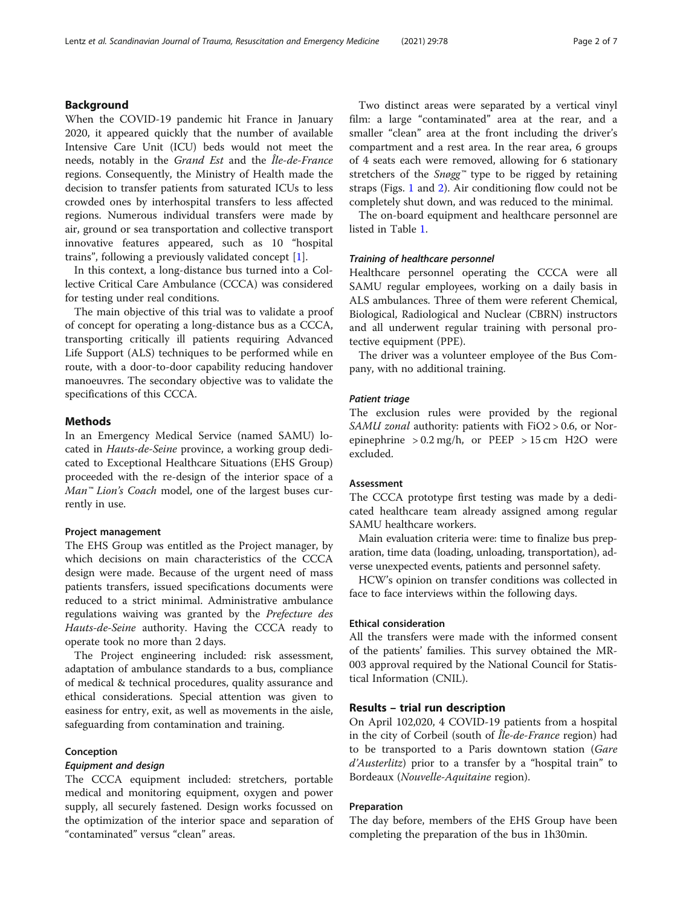## Background

When the COVID-19 pandemic hit France in January 2020, it appeared quickly that the number of available Intensive Care Unit (ICU) beds would not meet the needs, notably in the *Grand Est* and the *Île-de-France* regions. Consequently, the Ministry of Health made the decision to transfer patients from saturated ICUs to less crowded ones by interhospital transfers to less affected regions. Numerous individual transfers were made by air, ground or sea transportation and collective transport innovative features appeared, such as 10 "hospital trains", following a previously validated concept [1].

In this context, a long-distance bus turned into a Collective Critical Care Ambulance (CCCA) was considered for testing under real conditions.

The main objective of this trial was to validate a proof of concept for operating a long-distance bus as a CCCA, transporting critically ill patients requiring Advanced Life Support (ALS) techniques to be performed while en route, with a door-to-door capability reducing handover manoeuvres. The secondary objective was to validate the specifications of this CCCA.

## Methods

In an Emergency Medical Service (named SAMU) located in *Hauts-de-Seine* province, a working group dedicated to Exceptional Healthcare Situations (EHS Group) proceeded with the re-design of the interior space of a *Man™ Lion's Coach* model, one of the largest buses currently in use.

### Project management

The EHS Group was entitled as the Project manager, by which decisions on main characteristics of the CCCA design were made. Because of the urgent need of mass patients transfers, issued specifications documents were reduced to a strict minimal. Administrative ambulance regulations waiving was granted by the *Prefecture des Hauts-de-Seine* authority. Having the CCCA ready to operate took no more than 2 days.

The Project engineering included: risk assessment, adaptation of ambulance standards to a bus, compliance of medical & technical procedures, quality assurance and ethical considerations. Special attention was given to easiness for entry, exit, as well as movements in the aisle, safeguarding from contamination and training.

### Conception

#### *Equipment and design*

The CCCA equipment included: stretchers, portable medical and monitoring equipment, oxygen and power supply, all securely fastened. Design works focussed on the optimization of the interior space and separation of "contaminated" versus "clean" areas.

Two distinct areas were separated by a vertical vinyl film: a large "contaminated" area at the rear, and a smaller "clean" area at the front including the driver's compartment and a rest area. In the rear area, 6 groups of 4 seats each were removed, allowing for 6 stationary stretchers of the *Snøgg™* type to be rigged by retaining straps (Figs. 1 and 2). Air conditioning flow could not be completely shut down, and was reduced to the minimal.

The on-board equipment and healthcare personnel are listed in Table 1.

#### *Training of healthcare personnel*

Healthcare personnel operating the CCCA were all SAMU regular employees, working on a daily basis in ALS ambulances. Three of them were referent Chemical, Biological, Radiological and Nuclear (CBRN) instructors and all underwent regular training with personal protective equipment (PPE).

The driver was a volunteer employee of the Bus Company, with no additional training.

#### *Patient triage*

The exclusion rules were provided by the regional *SAMU zonal* authority: patients with $FiO_2 > 0.6$, or Norepinephrine $> 0.2$ mg/h, or PEEP $> 15$ cm $H_2O$ were excluded.

### Assessment

The CCCA prototype first testing was made by a dedicated healthcare team already assigned among regular SAMU healthcare workers.

Main evaluation criteria were: time to finalize bus preparation, time data (loading, unloading, transportation), adverse unexpected events, patients and personnel safety.

HCW's opinion on transfer conditions was collected in face to face interviews within the following days.

### Ethical consideration

All the transfers were made with the informed consent of the patients' families. This survey obtained the MR-003 approval required by the National Council for Statistical Information (CNIL).

## Results – trial run description

On April 102,020, 4 COVID-19 patients from a hospital in the city of Corbeil (south of *Île-de-France* region) had to be transported to a Paris downtown station (*Gare d'Austerlitz*) prior to a transfer by a "hospital train" to Bordeaux (*Nouvelle-Aquitaine* region).

### Preparation

The day before, members of the EHS Group have been completing the preparation of the bus in 1h30min.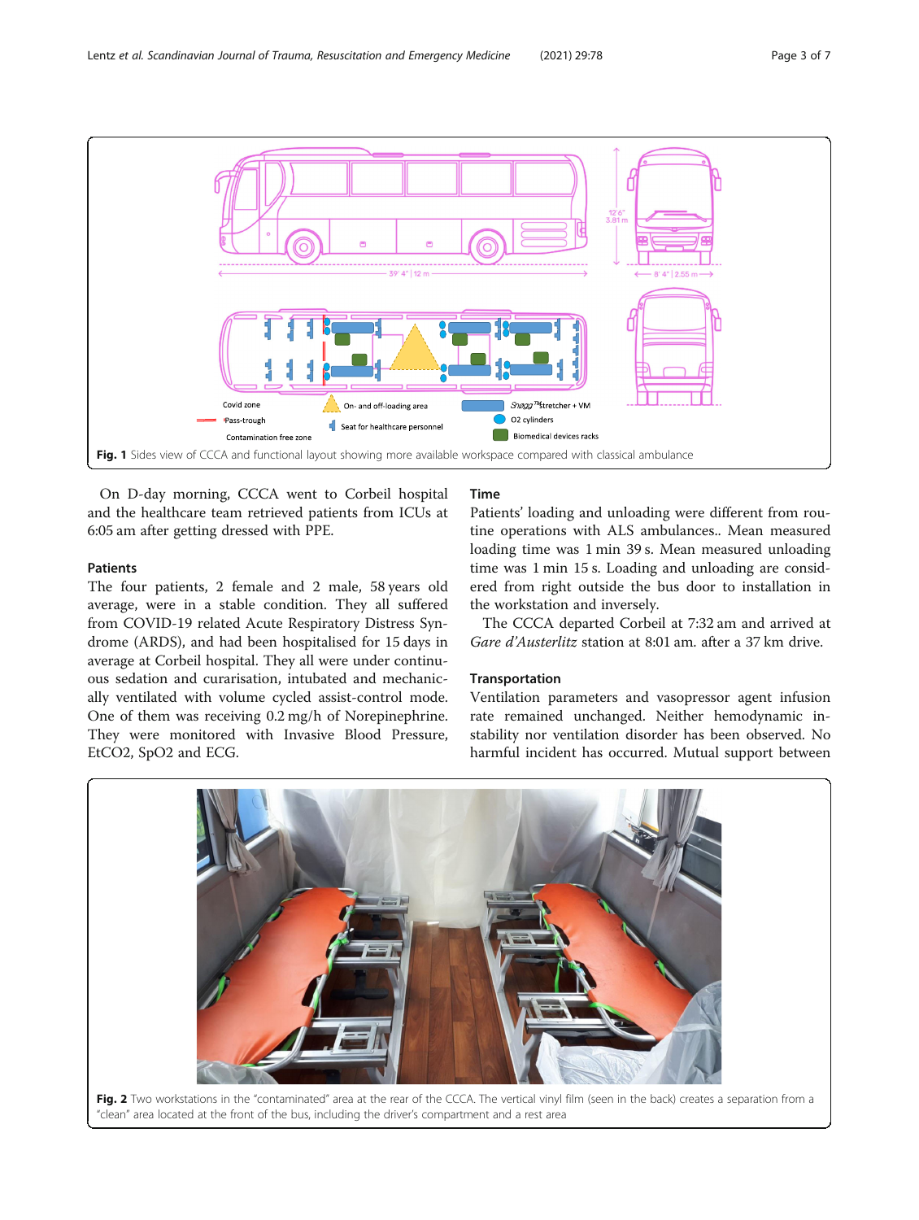Fig. 1 Sides view of CCCA and functional layout showing more available workspace compared with classical ambulance

On D-day morning, CCCA went to Corbeil hospital and the healthcare team retrieved patients from ICUs at 6:05 am after getting dressed with PPE.

### Patients

The four patients, 2 female and 2 male, 58 years old average, were in a stable condition. They all suffered from COVID-19 related Acute Respiratory Distress Syndrome (ARDS), and had been hospitalised for 15 days in average at Corbeil hospital. They all were under continuous sedation and curarisation, intubated and mechanically ventilated with volume cycled assist-control mode. One of them was receiving 0.2 mg/h of Norepinephrine. They were monitored with Invasive Blood Pressure, $EtCO_2$, $SpO_2$ and ECG.

### Time

Patients' loading and unloading were different from routine operations with ALS ambulances.. Mean measured loading time was 1 min 39 s. Mean measured unloading time was 1 min 15 s. Loading and unloading are considered from right outside the bus door to installation in the workstation and inversely.

The CCCA departed Corbeil at 7:32 am and arrived at *Gare d'Austerlitz* station at 8:01 am. after a 37 km drive.

### Transportation

Ventilation parameters and vasopressor agent infusion rate remained unchanged. Neither hemodynamic instability nor ventilation disorder has been observed. No harmful incident has occurred. Mutual support between

Fig. 2 Two workstations in the "contaminated" area at the rear of the CCCA. The vertical vinyl film (seen in the back) creates a separation from a "clean" area located at the front of the bus, including the driver's compartment and a rest area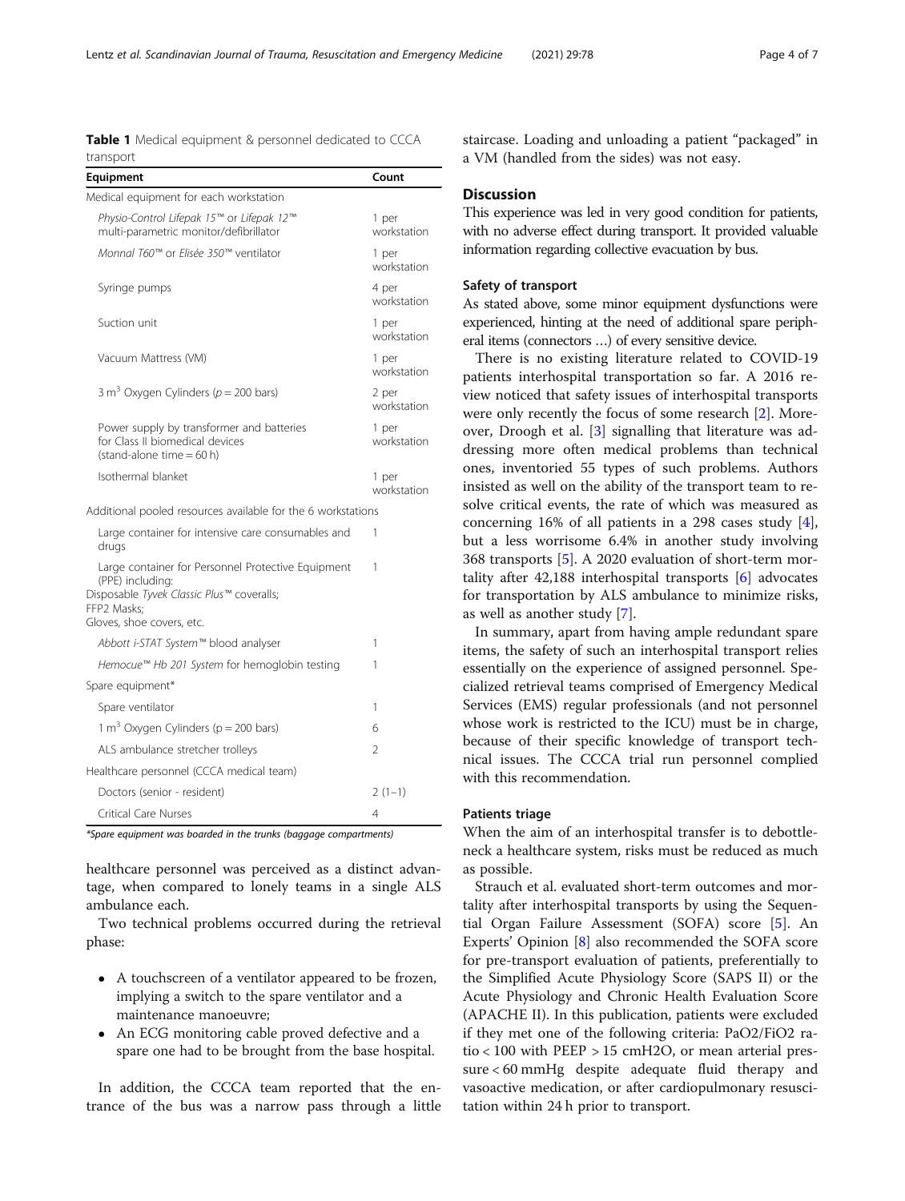**Table 1** Medical equipment & personnel dedicated to CCCA transport

| Equipment | Count |
| --- | --- |
| Medical equipment for each workstation | |
| *Physio-Control Lifepak 15™* or *Lifepak 12™* multi-parametric monitor/defibrillator | 1 per workstation |
| *Monnal T60™* or *Elisée 350™* ventilator | 1 per workstation |
| Syringe pumps | 4 per workstation |
| Suction unit | 1 per workstation |
| Vacuum Mattress (VM) | 1 per workstation |
| 3 $m^3$ Oxygen Cylinders ($p = 200$ bars) | 2 per workstation |
| Power supply by transformer and batteries for Class II biomedical devices (stand-alone time = 60 h) | 1 per workstation |
| Isothermal blanket | 1 per workstation |
| Additional pooled resources available for the 6 workstations | |
| Large container for intensive care consumables and drugs | 1 |
| Large container for Personnel Protective Equipment (PPE) including: Disposable *Tyvek Classic Plus™* coveralls; FFP2 Masks; Gloves, shoe covers, etc. | 1 |
| *Abbott i-STAT System™* blood analyser | 1 |
| *Hemocue™ Hb 201 System* for hemoglobin testing | 1 |
| Spare equipment* | |
| Spare ventilator | 1 |
| 1 $m^3$ Oxygen Cylinders ($p = 200$ bars) | 6 |
| ALS ambulance stretcher trolleys | 2 |
| Healthcare personnel (CCCA medical team) | |
| Doctors (senior - resident) | 2 (1–1) |
| Critical Care Nurses | 4 |

*Spare equipment was boarded in the trunks (baggage compartments)

healthcare personnel was perceived as a distinct advantage, when compared to lonely teams in a single ALS ambulance each.

Two technical problems occurred during the retrieval phase:

- A touchscreen of a ventilator appeared to be frozen, implying a switch to the spare ventilator and a maintenance manoeuvre;
- An ECG monitoring cable proved defective and a spare one had to be brought from the base hospital.

In addition, the CCCA team reported that the entrance of the bus was a narrow pass through a little staircase. Loading and unloading a patient "packaged" in a VM (handled from the sides) was not easy.

## Discussion

This experience was led in very good condition for patients, with no adverse effect during transport. It provided valuable information regarding collective evacuation by bus.

### Safety of transport

As stated above, some minor equipment dysfunctions were experienced, hinting at the need of additional spare peripheral items (connectors …) of every sensitive device.

There is no existing literature related to COVID-19 patients interhospital transportation so far. A 2016 review noticed that safety issues of interhospital transports were only recently the focus of some research [2]. Moreover, Droogh et al. [3] signalling that literature was addressing more often medical problems than technical ones, inventoried 55 types of such problems. Authors insisted as well on the ability of the transport team to resolve critical events, the rate of which was measured as concerning 16% of all patients in a 298 cases study [4], but a less worrisome 6.4% in another study involving 368 transports [5]. A 2020 evaluation of short-term mortality after 42,188 interhospital transports [6] advocates for transportation by ALS ambulance to minimize risks, as well as another study [7].

In summary, apart from having ample redundant spare items, the safety of such an interhospital transport relies essentially on the experience of assigned personnel. Specialized retrieval teams comprised of Emergency Medical Services (EMS) regular professionals (and not personnel whose work is restricted to the ICU) must be in charge, because of their specific knowledge of transport technical issues. The CCCA trial run personnel complied with this recommendation.

### Patients triage

When the aim of an interhospital transfer is to debottleneck a healthcare system, risks must be reduced as much as possible.

Strauch et al. evaluated short-term outcomes and mortality after interhospital transports by using the Sequential Organ Failure Assessment (SOFA) score [5]. An Experts' Opinion [8] also recommended the SOFA score for pre-transport evaluation of patients, preferentially to the Simplified Acute Physiology Score (SAPS II) or the Acute Physiology and Chronic Health Evaluation Score (APACHE II). In this publication, patients were excluded if they met one of the following criteria: $PaO_2/FiO_2$ ratio < 100 with PEEP > 15 cmH2O, or mean arterial pressure < 60 mmHg despite adequate fluid therapy and vasoactive medication, or after cardiopulmonary resuscitation within 24 h prior to transport.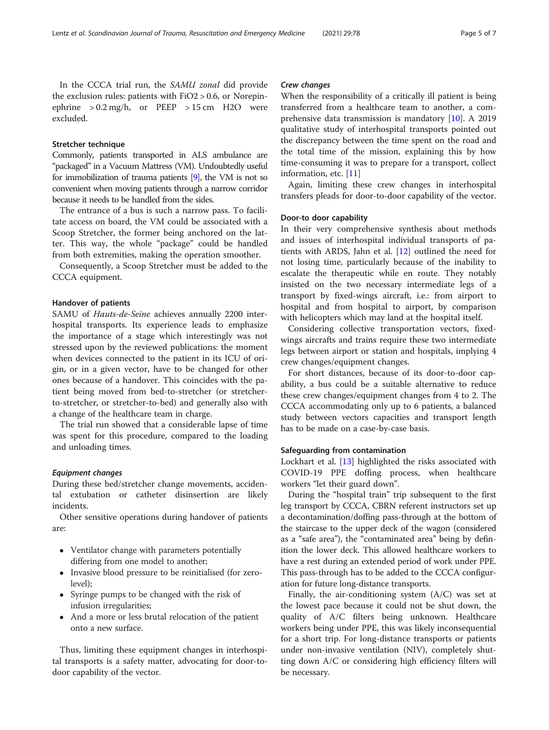In the CCCA trial run, the *SAMU zonal* did provide the exclusion rules: patients with FiO2 > 0.6, or Norepinephrine > 0.2 mg/h, or PEEP > 15 cm H2O were excluded.

### Stretcher technique

Commonly, patients transported in ALS ambulance are "packaged" in a Vacuum Mattress (VM). Undoubtedly useful for immobilization of trauma patients [9], the VM is not so convenient when moving patients through a narrow corridor because it needs to be handled from the sides.

The entrance of a bus is such a narrow pass. To facilitate access on board, the VM could be associated with a Scoop Stretcher, the former being anchored on the latter. This way, the whole "package" could be handled from both extremities, making the operation smoother.

Consequently, a Scoop Stretcher must be added to the CCCA equipment.

### Handover of patients

SAMU of *Hauts-de-Seine* achieves annually 2200 interhospital transports. Its experience leads to emphasize the importance of a stage which interestingly was not stressed upon by the reviewed publications: the moment when devices connected to the patient in its ICU of origin, or in a given vector, have to be changed for other ones because of a handover. This coincides with the patient being moved from bed-to-stretcher (or stretcher-to-stretcher, or stretcher-to-bed) and generally also with a change of the healthcare team in charge.

The trial run showed that a considerable lapse of time was spent for this procedure, compared to the loading and unloading times.

#### *Equipment changes*

During these bed/stretcher change movements, accidental extubation or catheter disinsertion are likely incidents.

Other sensitive operations during handover of patients are:

- Ventilator change with parameters potentially differing from one model to another;
- Invasive blood pressure to be reinitialised (for zero-level);
- Syringe pumps to be changed with the risk of infusion irregularities;
- And a more or less brutal relocation of the patient onto a new surface.

Thus, limiting these equipment changes in interhospital transports is a safety matter, advocating for door-to-door capability of the vector.

#### *Crew changes*

When the responsibility of a critically ill patient is being transferred from a healthcare team to another, a comprehensive data transmission is mandatory [10]. A 2019 qualitative study of interhospital transports pointed out the discrepancy between the time spent on the road and the total time of the mission, explaining this by how time-consuming it was to prepare for a transport, collect information, etc. [11]

Again, limiting these crew changes in interhospital transfers pleads for door-to-door capability of the vector.

### Door-to door capability

In their very comprehensive synthesis about methods and issues of interhospital individual transports of patients with ARDS, Jahn et al. [12] outlined the need for not losing time, particularly because of the inability to escalate the therapeutic while en route. They notably insisted on the two necessary intermediate legs of a transport by fixed-wings aircraft, i.e.: from airport to hospital and from hospital to airport, by comparison with helicopters which may land at the hospital itself.

Considering collective transportation vectors, fixed-wings aircrafts and trains require these two intermediate legs between airport or station and hospitals, implying 4 crew changes/equipment changes.

For short distances, because of its door-to-door capability, a bus could be a suitable alternative to reduce these crew changes/equipment changes from 4 to 2. The CCCA accommodating only up to 6 patients, a balanced study between vectors capacities and transport length has to be made on a case-by-case basis.

### Safeguarding from contamination

Lockhart et al. [13] highlighted the risks associated with COVID-19 PPE doffing process, when healthcare workers "let their guard down".

During the "hospital train" trip subsequent to the first leg transport by CCCA, CBRN referent instructors set up a decontamination/doffing pass-through at the bottom of the staircase to the upper deck of the wagon (considered as a "safe area"), the "contaminated area" being by definition the lower deck. This allowed healthcare workers to have a rest during an extended period of work under PPE. This pass-through has to be added to the CCCA configuration for future long-distance transports.

Finally, the air-conditioning system (A/C) was set at the lowest pace because it could not be shut down, the quality of A/C filters being unknown. Healthcare workers being under PPE, this was likely inconsequential for a short trip. For long-distance transports or patients under non-invasive ventilation (NIV), completely shutting down A/C or considering high efficiency filters will be necessary.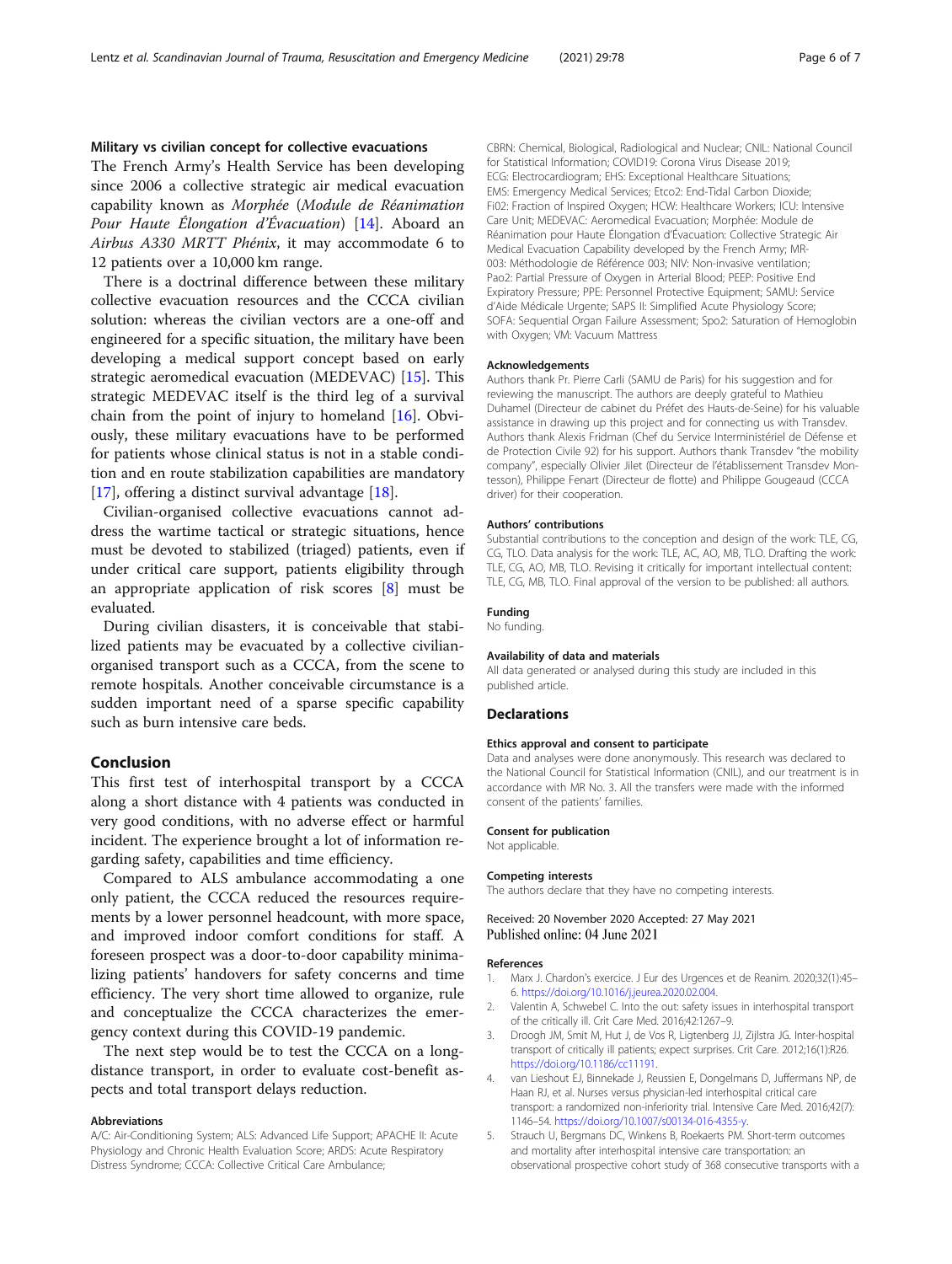### Military vs civilian concept for collective evacuations

The French Army's Health Service has been developing since 2006 a collective strategic air medical evacuation capability known as *Morphée* (*Module de Réanimation Pour Haute Élongation d'Évacuation*) [14]. Aboard an *Airbus A330 MRTT Phénix*, it may accommodate 6 to 12 patients over a 10,000 km range.

There is a doctrinal difference between these military collective evacuation resources and the CCCA civilian solution: whereas the civilian vectors are a one-off and engineered for a specific situation, the military have been developing a medical support concept based on early strategic aeromedical evacuation (MEDEVAC) [15]. This strategic MEDEVAC itself is the third leg of a survival chain from the point of injury to homeland [16]. Obviously, these military evacuations have to be performed for patients whose clinical status is not in a stable condition and en route stabilization capabilities are mandatory [17], offering a distinct survival advantage [18].

Civilian-organised collective evacuations cannot address the wartime tactical or strategic situations, hence must be devoted to stabilized (triaged) patients, even if under critical care support, patients eligibility through an appropriate application of risk scores [8] must be evaluated.

During civilian disasters, it is conceivable that stabilized patients may be evacuated by a collective civilian-organised transport such as a CCCA, from the scene to remote hospitals. Another conceivable circumstance is a sudden important need of a sparse specific capability such as burn intensive care beds.

## Conclusion

This first test of interhospital transport by a CCCA along a short distance with 4 patients was conducted in very good conditions, with no adverse effect or harmful incident. The experience brought a lot of information regarding safety, capabilities and time efficiency.

Compared to ALS ambulance accommodating a one only patient, the CCCA reduced the resources requirements by a lower personnel headcount, with more space, and improved indoor comfort conditions for staff. A foreseen prospect was a door-to-door capability minimalizing patients' handovers for safety concerns and time efficiency. The very short time allowed to organize, rule and conceptualize the CCCA characterizes the emergency context during this COVID-19 pandemic.

The next step would be to test the CCCA on a long-distance transport, in order to evaluate cost-benefit aspects and total transport delays reduction.

#### Abbreviations

A/C: Air-Conditioning System; ALS: Advanced Life Support; APACHE II: Acute Physiology and Chronic Health Evaluation Score; ARDS: Acute Respiratory Distress Syndrome; CCCA: Collective Critical Care Ambulance; CBRN: Chemical, Biological, Radiological and Nuclear; CNIL: National Council for Statistical Information; COVID19: Corona Virus Disease 2019; ECG: Electrocardiogram; EHS: Exceptional Healthcare Situations; EMS: Emergency Medical Services; Etco2: End-Tidal Carbon Dioxide; Fi02: Fraction of Inspired Oxygen; HCW: Healthcare Workers; ICU: Intensive Care Unit; MEDEVAC: Aeromedical Evacuation; Morphée: Module de Réanimation pour Haute Élongation d'Évacuation: Collective Strategic Air Medical Evacuation Capability developed by the French Army; MR-003: Méthodologie de Référence 003; NIV: Non-invasive ventilation; Pao2: Partial Pressure of Oxygen in Arterial Blood; PEEP: Positive End Expiratory Pressure; PPE: Personnel Protective Equipment; SAMU: Service d'Aide Médicale Urgente; SAPS II: Simplified Acute Physiology Score; SOFA: Sequential Organ Failure Assessment; Spo2: Saturation of Hemoglobin with Oxygen; VM: Vacuum Mattress

#### Acknowledgements

Authors thank Pr. Pierre Carli (SAMU de Paris) for his suggestion and for reviewing the manuscript. The authors are deeply grateful to Mathieu Duhamel (Directeur de cabinet du Préfet des Hauts-de-Seine) for his valuable assistance in drawing up this project and for connecting us with Transdev. Authors thank Alexis Fridman (Chef du Service Interministériel de Défense et de Protection Civile 92) for his support. Authors thank Transdev "the mobility company", especially Olivier Jilet (Directeur de l'établissement Transdev Montesson), Philippe Fenart (Directeur de flotte) and Philippe Gougeaud (CCCA driver) for their cooperation.

#### Authors' contributions

Substantial contributions to the conception and design of the work: TLE, CG, CG, TLO. Data analysis for the work: TLE, AC, AO, MB, TLO. Drafting the work: TLE, CG, AO, MB, TLO. Revising it critically for important intellectual content: TLE, CG, MB, TLO. Final approval of the version to be published: all authors.

#### Funding

No funding.

#### Availability of data and materials

All data generated or analysed during this study are included in this published article.

### Declarations

#### Ethics approval and consent to participate

Data and analyses were done anonymously. This research was declared to the National Council for Statistical Information (CNIL), and our treatment is in accordance with MR No. 3. All the transfers were made with the informed consent of the patients' families.

#### Consent for publication

Not applicable.

#### Competing interests

The authors declare that they have no competing interests.

Received: 20 November 2020 Accepted: 27 May 2021
Published online: 04 June 2021

#### References

1. Marx J. Chardon's exercice. J Eur des Urgences et de Reanim. 2020;32(1):45–6. https://doi.org/10.1016/j.jeurea.2020.02.004.
2. Valentin A, Schwebel C. Into the out: safety issues in interhospital transport of the critically ill. Crit Care Med. 2016;42:1267–9.
3. Droogh JM, Smit M, Hut J, de Vos R, Ligtenberg JJ, Zijlstra JG. Inter-hospital transport of critically ill patients; expect surprises. Crit Care. 2012;16(1):R26. https://doi.org/10.1186/cc11191.
4. van Lieshout EJ, Binnekade J, Reussien E, Dongelmans D, Juffermans NP, de Haan RJ, et al. Nurses versus physician-led interhospital critical care transport: a randomized non-inferiority trial. Intensive Care Med. 2016;42(7):1146–54. https://doi.org/10.1007/s00134-016-4355-y.
5. Strauch U, Bergmans DC, Winkens B, Roekaerts PM. Short-term outcomes and mortality after interhospital intensive care transportation: an observational prospective cohort study of 368 consecutive transports with a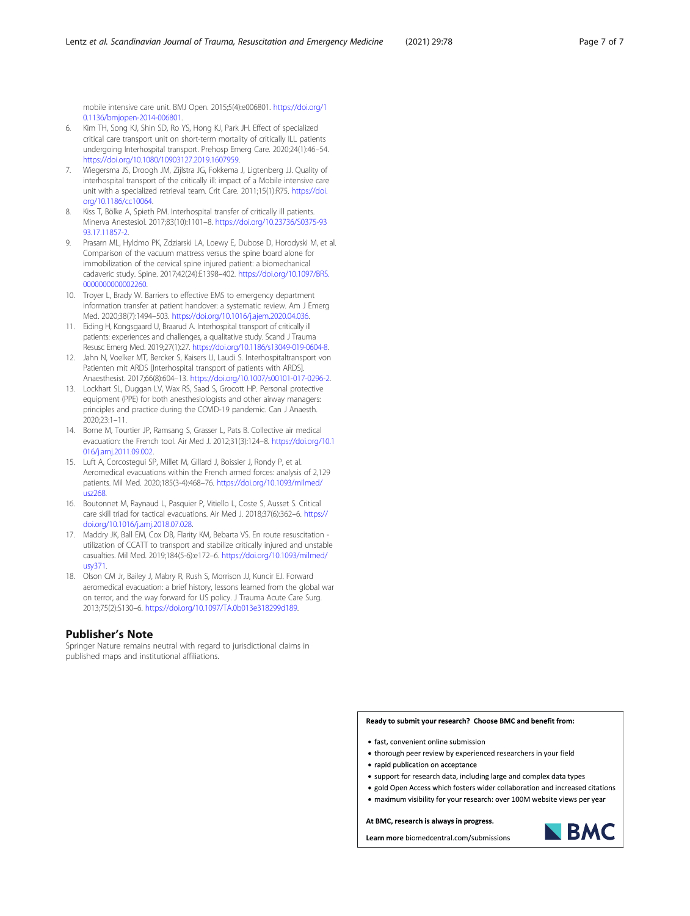mobile intensive care unit. BMJ Open. 2015;5(4):e006801. https://doi.org/10.1136/bmjopen-2014-006801.

6. Kim TH, Song KJ, Shin SD, Ro YS, Hong KJ, Park JH. Effect of specialized critical care transport unit on short-term mortality of critically ILL patients undergoing Interhospital transport. Prehosp Emerg Care. 2020;24(1):46–54. https://doi.org/10.1080/10903127.2019.1607959.
7. Wiegersma JS, Droogh JM, Zijlstra JG, Fokkema J, Ligtenberg JJ. Quality of interhospital transport of the critically ill: impact of a Mobile intensive care unit with a specialized retrieval team. Crit Care. 2011;15(1):R75. https://doi.org/10.1186/cc10064.
8. Kiss T, Bölke A, Spieth PM. Interhospital transfer of critically ill patients. Minerva Anestesiol. 2017;83(10):1101–8. https://doi.org/10.23736/S0375-9393.17.11857-2.
9. Prasarn ML, Hyldmo PK, Zdziarski LA, Loewy E, Dubose D, Horodyski M, et al. Comparison of the vacuum mattress versus the spine board alone for immobilization of the cervical spine injured patient: a biomechanical cadaveric study. Spine. 2017;42(24):E1398–402. https://doi.org/10.1097/BRS.0000000000002260.
10. Troyer L, Brady W. Barriers to effective EMS to emergency department information transfer at patient handover: a systematic review. Am J Emerg Med. 2020;38(7):1494–503. https://doi.org/10.1016/j.ajem.2020.04.036.
11. Eiding H, Kongsgaard U, Braarud A. Interhospital transport of critically ill patients: experiences and challenges, a qualitative study. Scand J Trauma Resusc Emerg Med. 2019;27(1):27. https://doi.org/10.1186/s13049-019-0604-8.
12. Jahn N, Voelker MT, Bercker S, Kaisers U, Laudi S. Interhospitaltransport von Patienten mit ARDS [Interhospital transport of patients with ARDS]. Anaesthesist. 2017;66(8):604–13. https://doi.org/10.1007/s00101-017-0296-2.
13. Lockhart SL, Duggan LV, Wax RS, Saad S, Grocott HP. Personal protective equipment (PPE) for both anesthesiologists and other airway managers: principles and practice during the COVID-19 pandemic. Can J Anaesth. 2020;23:1–11.
14. Borne M, Tourtier JP, Ramsang S, Grasser L, Pats B. Collective air medical evacuation: the French tool. Air Med J. 2012;31(3):124–8. https://doi.org/10.1016/j.amj.2011.09.002.
15. Luft A, Corcostegui SP, Millet M, Gillard J, Boissier J, Rondy P, et al. Aeromedical evacuations within the French armed forces: analysis of 2,129 patients. Mil Med. 2020;185(3-4):468–76. https://doi.org/10.1093/milmed/usz268.
16. Boutonnet M, Raynaud L, Pasquier P, Vitiello L, Coste S, Ausset S. Critical care skill triad for tactical evacuations. Air Med J. 2018;37(6):362–6. https://doi.org/10.1016/j.amj.2018.07.028.
17. Maddry JK, Ball EM, Cox DB, Flarity KM, Bebarta VS. En route resuscitation - utilization of CCATT to transport and stabilize critically injured and unstable casualties. Mil Med. 2019;184(5-6):e172–6. https://doi.org/10.1093/milmed/usy371.
18. Olson CM Jr, Bailey J, Mabry R, Rush S, Morrison JJ, Kuncir EJ. Forward aeromedical evacuation: a brief history, lessons learned from the global war on terror, and the way forward for US policy. J Trauma Acute Care Surg. 2013;75(2):S130–6. https://doi.org/10.1097/TA.0b013e318299d189.

## Publisher's Note

Springer Nature remains neutral with regard to jurisdictional claims in published maps and institutional affiliations.

**Ready to submit your research? Choose BMC and benefit from:**

- fast, convenient online submission
- thorough peer review by experienced researchers in your field
- rapid publication on acceptance
- support for research data, including large and complex data types
- gold Open Access which fosters wider collaboration and increased citations
- maximum visibility for your research: over 100M website views per year

**At BMC, research is always in progress.**

**Learn more** biomedcentral.com/submissions

BMC